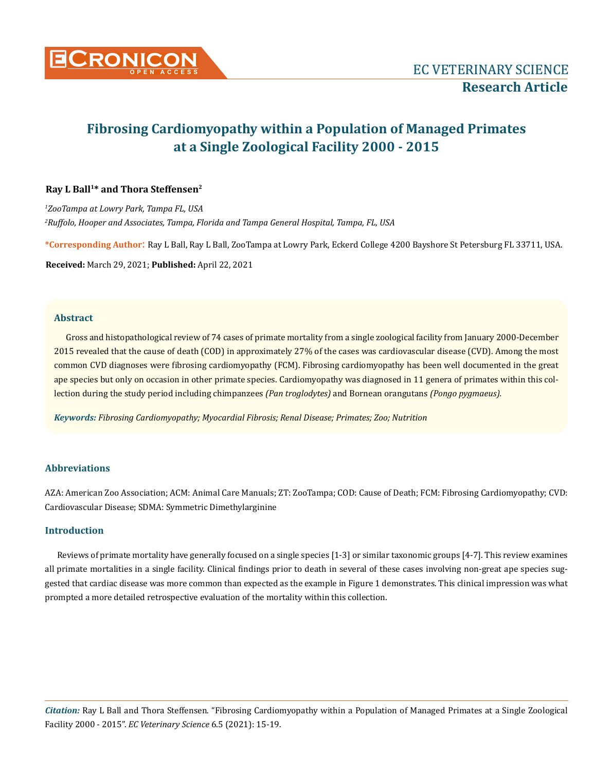# Fibrosing Cardiomyopathy within a Population of Managed Primates at a Single Zoological Facility 2000 - 2015

**Ray L Ball[1]\* and Thora Steffensen[2]**

*[1]ZooTampa at Lowry Park, Tampa FL, USA*

*[2]Ruffolo, Hooper and Associates, Tampa, Florida and Tampa General Hospital, Tampa, FL, USA*

**\*Corresponding Author:** Ray L Ball, Ray L Ball, ZooTampa at Lowry Park, Eckerd College 4200 Bayshore St Petersburg FL 33711, USA.

**Received:** March 29, 2021; **Published:** April 22, 2021

## Abstract

Gross and histopathological review of 74 cases of primate mortality from a single zoological facility from January 2000-December 2015 revealed that the cause of death (COD) in approximately 27% of the cases was cardiovascular disease (CVD). Among the most common CVD diagnoses were fibrosing cardiomyopathy (FCM). Fibrosing cardiomyopathy has been well documented in the great ape species but only on occasion in other primate species. Cardiomyopathy was diagnosed in 11 genera of primates within this collection during the study period including chimpanzees *(Pan troglodytes)* and Bornean orangutans *(Pongo pygmaeus).*

***Keywords:*** *Fibrosing Cardiomyopathy; Myocardial Fibrosis; Renal Disease; Primates; Zoo; Nutrition*

## Abbreviations

AZA: American Zoo Association; ACM: Animal Care Manuals; ZT: ZooTampa; COD: Cause of Death; FCM: Fibrosing Cardiomyopathy; CVD: Cardiovascular Disease; SDMA: Symmetric Dimethylarginine

## Introduction

Reviews of primate mortality have generally focused on a single species [1-3] or similar taxonomic groups [4-7]. This review examines all primate mortalities in a single facility. Clinical findings prior to death in several of these cases involving non-great ape species suggested that cardiac disease was more common than expected as the example in Figure 1 demonstrates. This clinical impression was what prompted a more detailed retrospective evaluation of the mortality within this collection.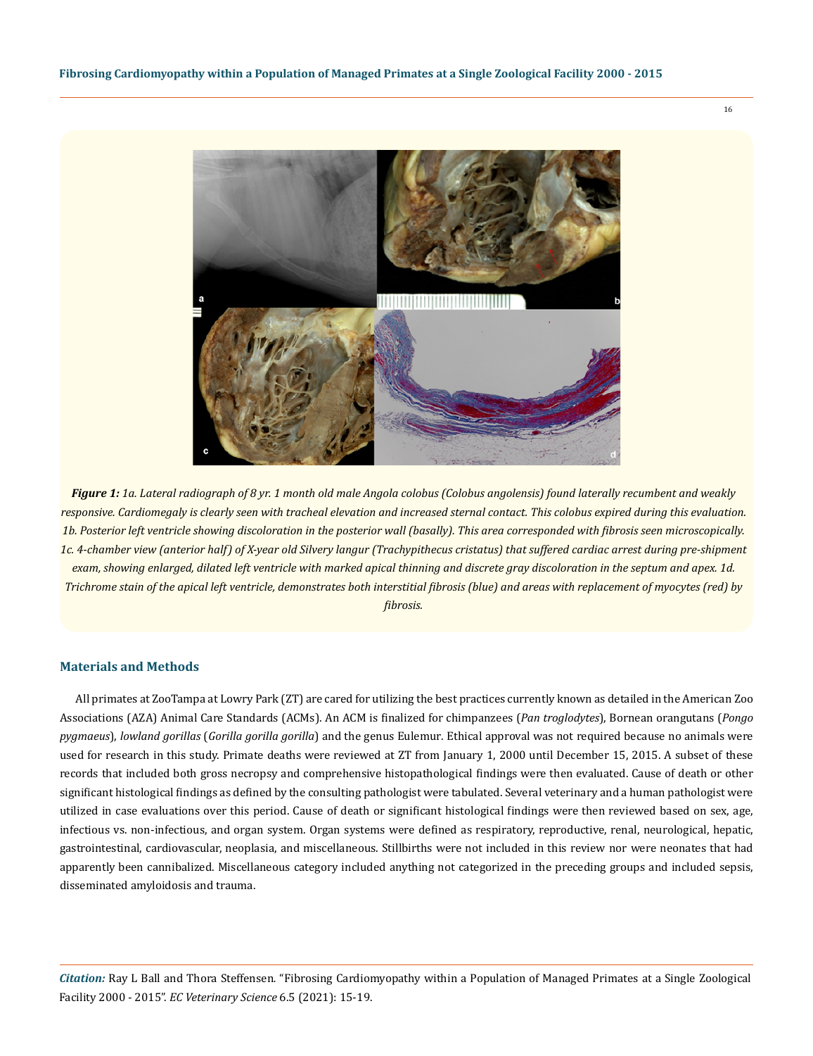*__Figure 1:__ 1a. Lateral radiograph of 8 yr. 1 month old male Angola colobus (Colobus angolensis) found laterally recumbent and weakly responsive. Cardiomegaly is clearly seen with tracheal elevation and increased sternal contact. This colobus expired during this evaluation. 1b. Posterior left ventricle showing discoloration in the posterior wall (basally). This area corresponded with fibrosis seen microscopically. 1c. 4-chamber view (anterior half) of X-year old Silvery langur (Trachypithecus cristatus) that suffered cardiac arrest during pre-shipment exam, showing enlarged, dilated left ventricle with marked apical thinning and discrete gray discoloration in the septum and apex. 1d. Trichrome stain of the apical left ventricle, demonstrates both interstitial fibrosis (blue) and areas with replacement of myocytes (red) by fibrosis.*

## Materials and Methods

All primates at ZooTampa at Lowry Park (ZT) are cared for utilizing the best practices currently known as detailed in the American Zoo Associations (AZA) Animal Care Standards (ACMs). An ACM is finalized for chimpanzees (*Pan troglodytes*), Bornean orangutans (*Pongo pygmaeus*), *lowland gorillas* (*Gorilla gorilla gorilla*) and the genus Eulemur. Ethical approval was not required because no animals were used for research in this study. Primate deaths were reviewed at ZT from January 1, 2000 until December 15, 2015. A subset of these records that included both gross necropsy and comprehensive histopathological findings were then evaluated. Cause of death or other significant histological findings as defined by the consulting pathologist were tabulated. Several veterinary and a human pathologist were utilized in case evaluations over this period. Cause of death or significant histological findings were then reviewed based on sex, age, infectious vs. non-infectious, and organ system. Organ systems were defined as respiratory, reproductive, renal, neurological, hepatic, gastrointestinal, cardiovascular, neoplasia, and miscellaneous. Stillbirths were not included in this review nor were neonates that had apparently been cannibalized. Miscellaneous category included anything not categorized in the preceding groups and included sepsis, disseminated amyloidosis and trauma.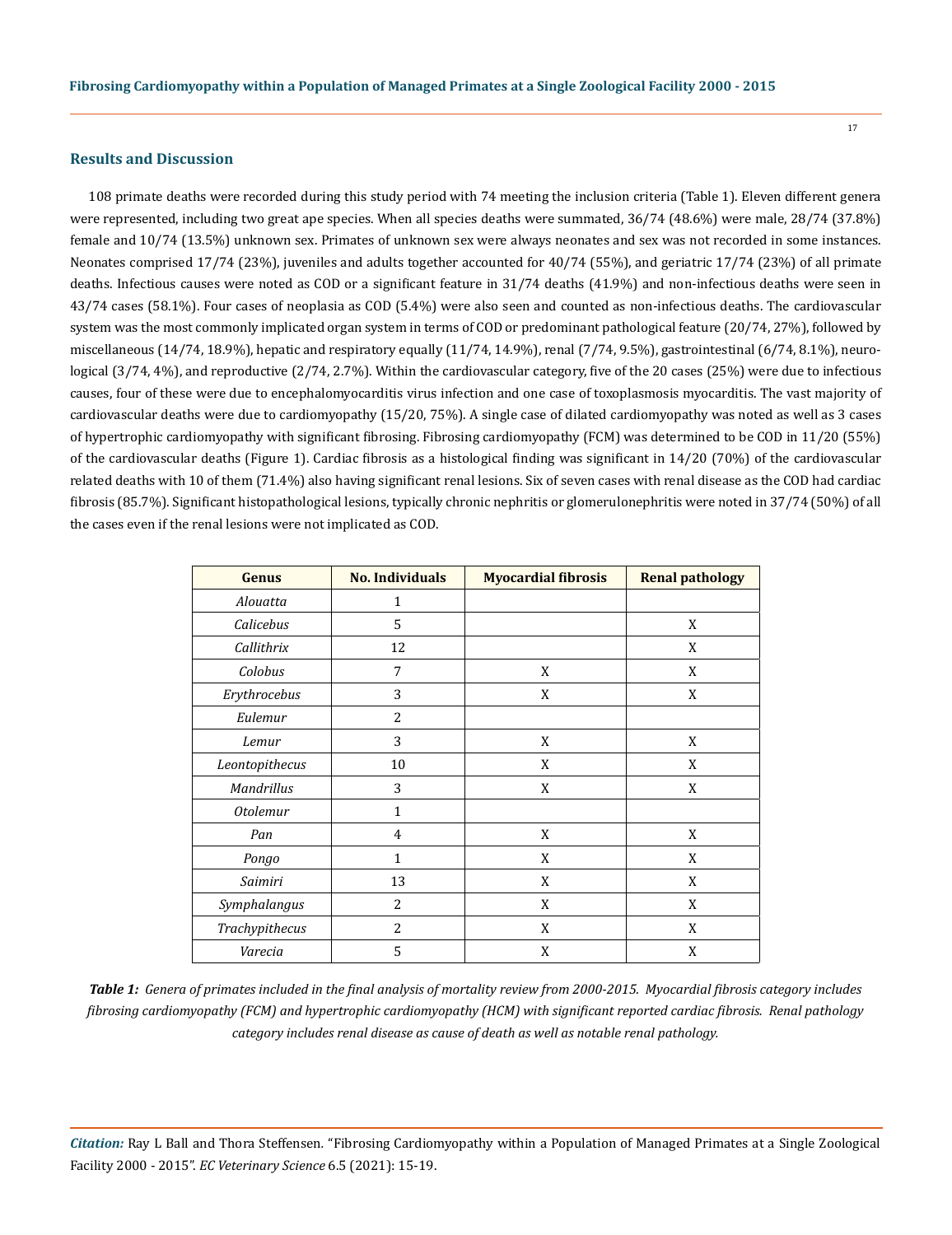## Results and Discussion

108 primate deaths were recorded during this study period with 74 meeting the inclusion criteria (Table 1). Eleven different genera were represented, including two great ape species. When all species deaths were summated, 36/74 (48.6%) were male, 28/74 (37.8%) female and 10/74 (13.5%) unknown sex. Primates of unknown sex were always neonates and sex was not recorded in some instances. Neonates comprised 17/74 (23%), juveniles and adults together accounted for 40/74 (55%), and geriatric 17/74 (23%) of all primate deaths. Infectious causes were noted as COD or a significant feature in 31/74 deaths (41.9%) and non-infectious deaths were seen in 43/74 cases (58.1%). Four cases of neoplasia as COD (5.4%) were also seen and counted as non-infectious deaths. The cardiovascular system was the most commonly implicated organ system in terms of COD or predominant pathological feature (20/74, 27%), followed by miscellaneous (14/74, 18.9%), hepatic and respiratory equally (11/74, 14.9%), renal (7/74, 9.5%), gastrointestinal (6/74, 8.1%), neurological (3/74, 4%), and reproductive (2/74, 2.7%). Within the cardiovascular category, five of the 20 cases (25%) were due to infectious causes, four of these were due to encephalomyocarditis virus infection and one case of toxoplasmosis myocarditis. The vast majority of cardiovascular deaths were due to cardiomyopathy (15/20, 75%). A single case of dilated cardiomyopathy was noted as well as 3 cases of hypertrophic cardiomyopathy with significant fibrosing. Fibrosing cardiomyopathy (FCM) was determined to be COD in 11/20 (55%) of the cardiovascular deaths (Figure 1). Cardiac fibrosis as a histological finding was significant in 14/20 (70%) of the cardiovascular related deaths with 10 of them (71.4%) also having significant renal lesions. Six of seven cases with renal disease as the COD had cardiac fibrosis (85.7%). Significant histopathological lesions, typically chronic nephritis or glomerulonephritis were noted in 37/74 (50%) of all the cases even if the renal lesions were not implicated as COD.

| Genus | No. Individuals | Myocardial fibrosis | Renal pathology |
|---|---|---|---|
| *Alouatta* | 1 | | |
| *Calicebus* | 5 | | X |
| *Callithrix* | 12 | | X |
| *Colobus* | 7 | X | X |
| *Erythrocebus* | 3 | X | X |
| *Eulemur* | 2 | | |
| *Lemur* | 3 | X | X |
| *Leontopithecus* | 10 | X | X |
| *Mandrillus* | 3 | X | X |
| *Otolemur* | 1 | | |
| *Pan* | 4 | X | X |
| *Pongo* | 1 | X | X |
| *Saimiri* | 13 | X | X |
| *Symphalangus* | 2 | X | X |
| *Trachypithecus* | 2 | X | X |
| *Varecia* | 5 | X | X |

***Table 1:*** *Genera of primates included in the final analysis of mortality review from 2000-2015. Myocardial fibrosis category includes fibrosing cardiomyopathy (FCM) and hypertrophic cardiomyopathy (HCM) with significant reported cardiac fibrosis. Renal pathology category includes renal disease as cause of death as well as notable renal pathology.*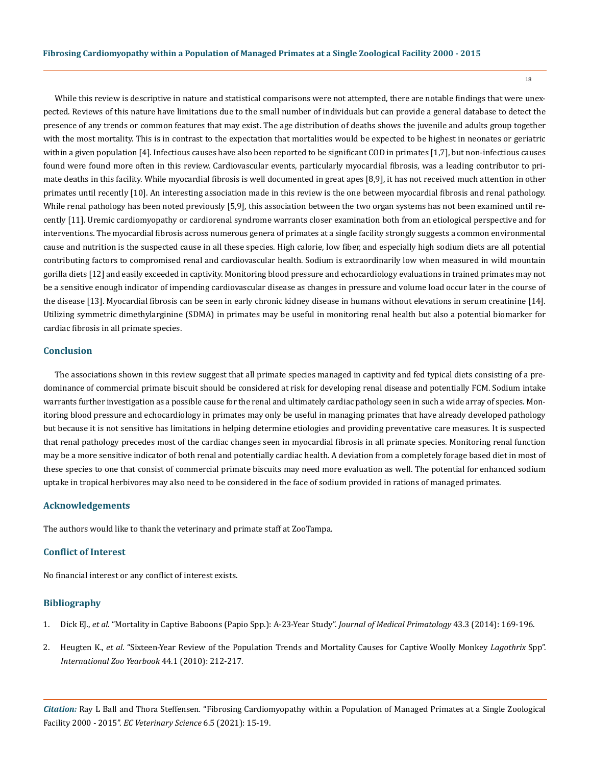While this review is descriptive in nature and statistical comparisons were not attempted, there are notable findings that were unexpected. Reviews of this nature have limitations due to the small number of individuals but can provide a general database to detect the presence of any trends or common features that may exist. The age distribution of deaths shows the juvenile and adults group together with the most mortality. This is in contrast to the expectation that mortalities would be expected to be highest in neonates or geriatric within a given population [4]. Infectious causes have also been reported to be significant COD in primates [1,7], but non-infectious causes found were found more often in this review. Cardiovascular events, particularly myocardial fibrosis, was a leading contributor to primate deaths in this facility. While myocardial fibrosis is well documented in great apes [8,9], it has not received much attention in other primates until recently [10]. An interesting association made in this review is the one between myocardial fibrosis and renal pathology. While renal pathology has been noted previously [5,9], this association between the two organ systems has not been examined until recently [11]. Uremic cardiomyopathy or cardiorenal syndrome warrants closer examination both from an etiological perspective and for interventions. The myocardial fibrosis across numerous genera of primates at a single facility strongly suggests a common environmental cause and nutrition is the suspected cause in all these species. High calorie, low fiber, and especially high sodium diets are all potential contributing factors to compromised renal and cardiovascular health. Sodium is extraordinarily low when measured in wild mountain gorilla diets [12] and easily exceeded in captivity. Monitoring blood pressure and echocardiology evaluations in trained primates may not be a sensitive enough indicator of impending cardiovascular disease as changes in pressure and volume load occur later in the course of the disease [13]. Myocardial fibrosis can be seen in early chronic kidney disease in humans without elevations in serum creatinine [14]. Utilizing symmetric dimethylarginine (SDMA) in primates may be useful in monitoring renal health but also a potential biomarker for cardiac fibrosis in all primate species.

## Conclusion

The associations shown in this review suggest that all primate species managed in captivity and fed typical diets consisting of a predominance of commercial primate biscuit should be considered at risk for developing renal disease and potentially FCM. Sodium intake warrants further investigation as a possible cause for the renal and ultimately cardiac pathology seen in such a wide array of species. Monitoring blood pressure and echocardiology in primates may only be useful in managing primates that have already developed pathology but because it is not sensitive has limitations in helping determine etiologies and providing preventative care measures. It is suspected that renal pathology precedes most of the cardiac changes seen in myocardial fibrosis in all primate species. Monitoring renal function may be a more sensitive indicator of both renal and potentially cardiac health. A deviation from a completely forage based diet in most of these species to one that consist of commercial primate biscuits may need more evaluation as well. The potential for enhanced sodium uptake in tropical herbivores may also need to be considered in the face of sodium provided in rations of managed primates.

## Acknowledgements

The authors would like to thank the veterinary and primate staff at ZooTampa.

## Conflict of Interest

No financial interest or any conflict of interest exists.

## Bibliography

1. Dick EJ., *et al*. "Mortality in Captive Baboons (Papio Spp.): A-23-Year Study". *Journal of Medical Primatology* 43.3 (2014): 169-196.
2. Heugten K., *et al*. "Sixteen-Year Review of the Population Trends and Mortality Causes for Captive Woolly Monkey *Lagothrix* Spp". *International Zoo Yearbook* 44.1 (2010): 212-217.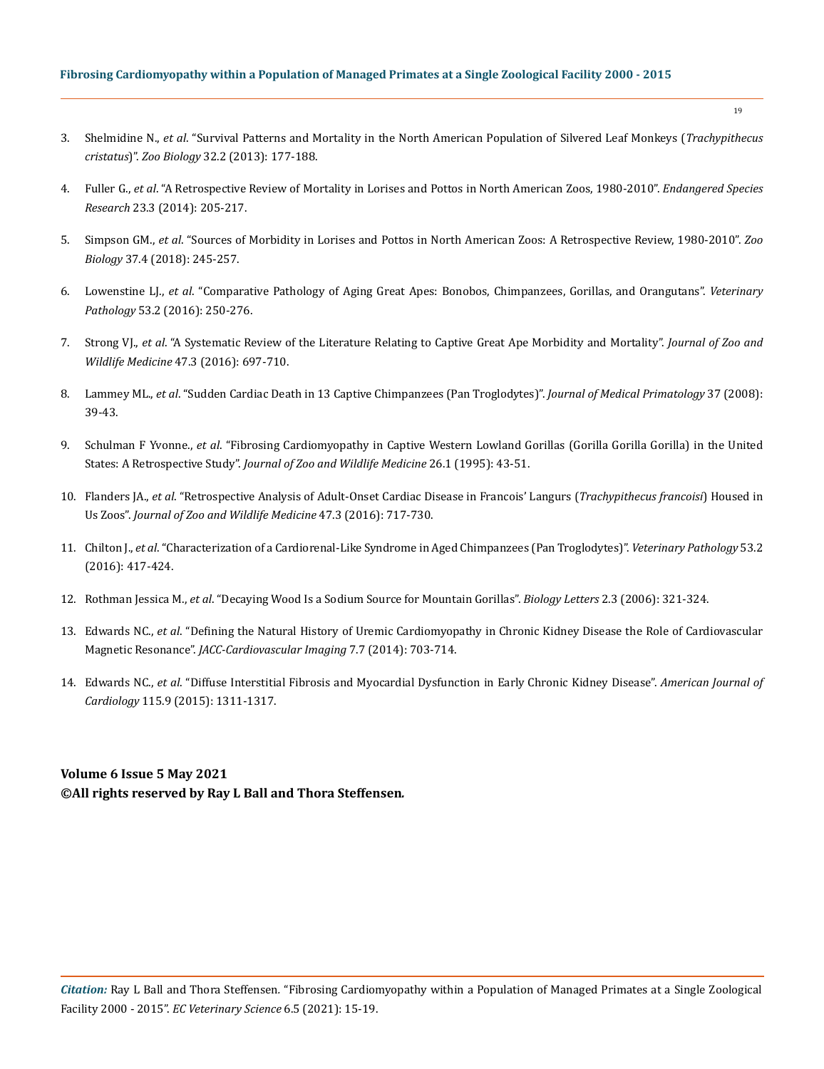3. Shelmidine N., *et al*. "Survival Patterns and Mortality in the North American Population of Silvered Leaf Monkeys (*Trachypithecus cristatus*)". *Zoo Biology* 32.2 (2013): 177-188.

4. Fuller G., *et al*. "A Retrospective Review of Mortality in Lorises and Pottos in North American Zoos, 1980-2010". *Endangered Species Research* 23.3 (2014): 205-217.

5. Simpson GM., *et al*. "Sources of Morbidity in Lorises and Pottos in North American Zoos: A Retrospective Review, 1980-2010". *Zoo Biology* 37.4 (2018): 245-257.

6. Lowenstine LJ., *et al*. "Comparative Pathology of Aging Great Apes: Bonobos, Chimpanzees, Gorillas, and Orangutans". *Veterinary Pathology* 53.2 (2016): 250-276.

7. Strong VJ., *et al*. "A Systematic Review of the Literature Relating to Captive Great Ape Morbidity and Mortality". *Journal of Zoo and Wildlife Medicine* 47.3 (2016): 697-710.

8. Lammey ML., *et al*. "Sudden Cardiac Death in 13 Captive Chimpanzees (Pan Troglodytes)". *Journal of Medical Primatology* 37 (2008): 39-43.

9. Schulman F Yvonne., *et al*. "Fibrosing Cardiomyopathy in Captive Western Lowland Gorillas (Gorilla Gorilla Gorilla) in the United States: A Retrospective Study". *Journal of Zoo and Wildlife Medicine* 26.1 (1995): 43-51.

10. Flanders JA., *et al*. "Retrospective Analysis of Adult-Onset Cardiac Disease in Francois' Langurs (*Trachypithecus francoisi*) Housed in Us Zoos". *Journal of Zoo and Wildlife Medicine* 47.3 (2016): 717-730.

11. Chilton J., *et al*. "Characterization of a Cardiorenal-Like Syndrome in Aged Chimpanzees (Pan Troglodytes)". *Veterinary Pathology* 53.2 (2016): 417-424.

12. Rothman Jessica M., *et al*. "Decaying Wood Is a Sodium Source for Mountain Gorillas". *Biology Letters* 2.3 (2006): 321-324.

13. Edwards NC., *et al*. "Defining the Natural History of Uremic Cardiomyopathy in Chronic Kidney Disease the Role of Cardiovascular Magnetic Resonance". *JACC-Cardiovascular Imaging* 7.7 (2014): 703-714.

14. Edwards NC., *et al*. "Diffuse Interstitial Fibrosis and Myocardial Dysfunction in Early Chronic Kidney Disease". *American Journal of Cardiology* 115.9 (2015): 1311-1317.

**Volume 6 Issue 5 May 2021**
**©All rights reserved by Ray L Ball and Thora Steffensen.**